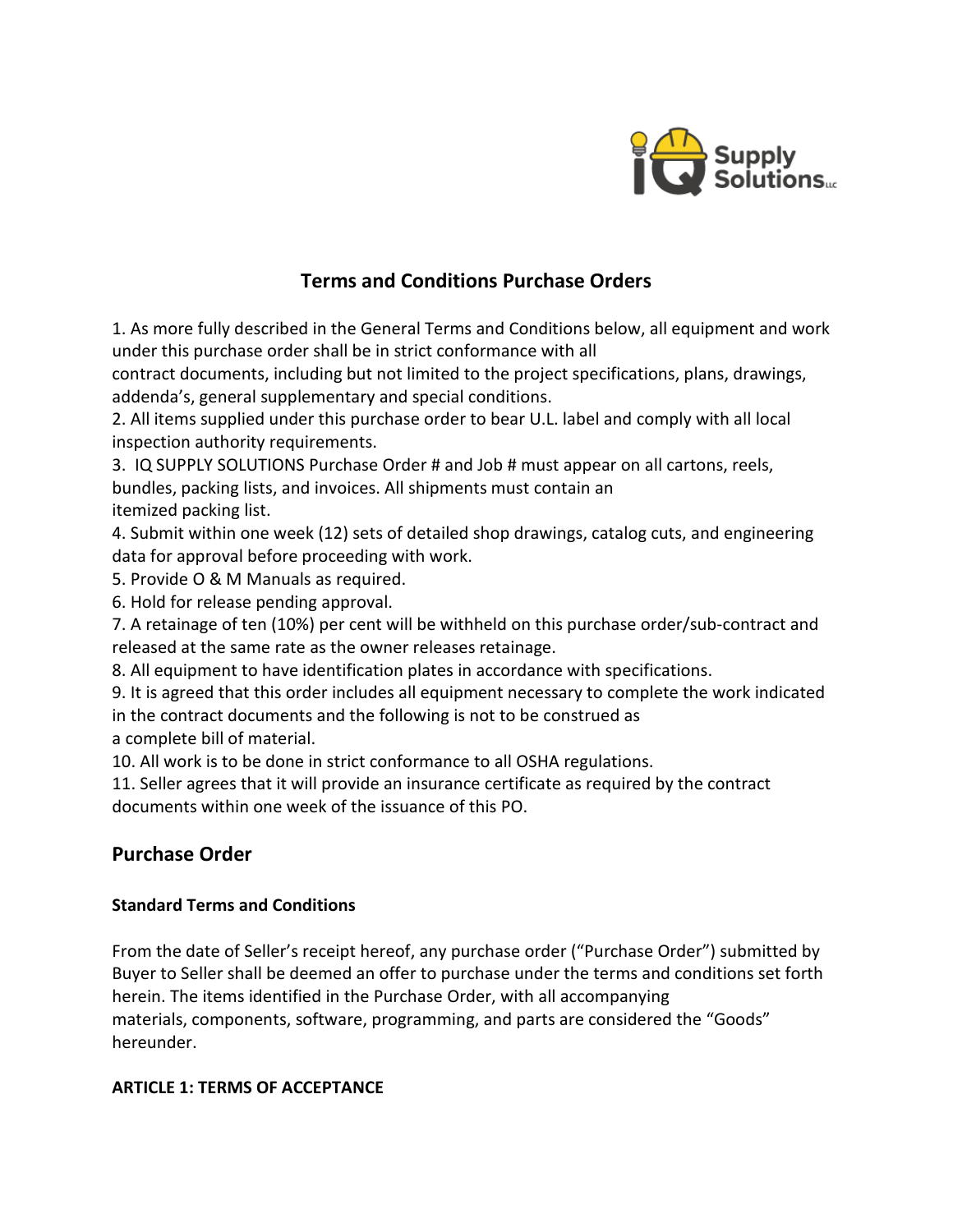# Terms and Conditions Purchase Orders

1. As more fully described in the General Terms and Conditions below, all equipment and work under this purchase order shall be in strict conformance with all contract documents, including but not limited to the project specifications, plans, drawings, addenda's, general supplementary and special conditions.
2. All items supplied under this purchase order to bear U.L. label and comply with all local inspection authority requirements.
3. IQ SUPPLY SOLUTIONS Purchase Order # and Job # must appear on all cartons, reels, bundles, packing lists, and invoices. All shipments must contain an itemized packing list.
4. Submit within one week (12) sets of detailed shop drawings, catalog cuts, and engineering data for approval before proceeding with work.
5. Provide O & M Manuals as required.
6. Hold for release pending approval.
7. A retainage of ten (10%) per cent will be withheld on this purchase order/sub-contract and released at the same rate as the owner releases retainage.
8. All equipment to have identification plates in accordance with specifications.
9. It is agreed that this order includes all equipment necessary to complete the work indicated in the contract documents and the following is not to be construed as a complete bill of material.
10. All work is to be done in strict conformance to all OSHA regulations.
11. Seller agrees that it will provide an insurance certificate as required by the contract documents within one week of the issuance of this PO.

## Purchase Order

### Standard Terms and Conditions

From the date of Seller's receipt hereof, any purchase order ("Purchase Order") submitted by Buyer to Seller shall be deemed an offer to purchase under the terms and conditions set forth herein. The items identified in the Purchase Order, with all accompanying materials, components, software, programming, and parts are considered the "Goods" hereunder.

### ARTICLE 1: TERMS OF ACCEPTANCE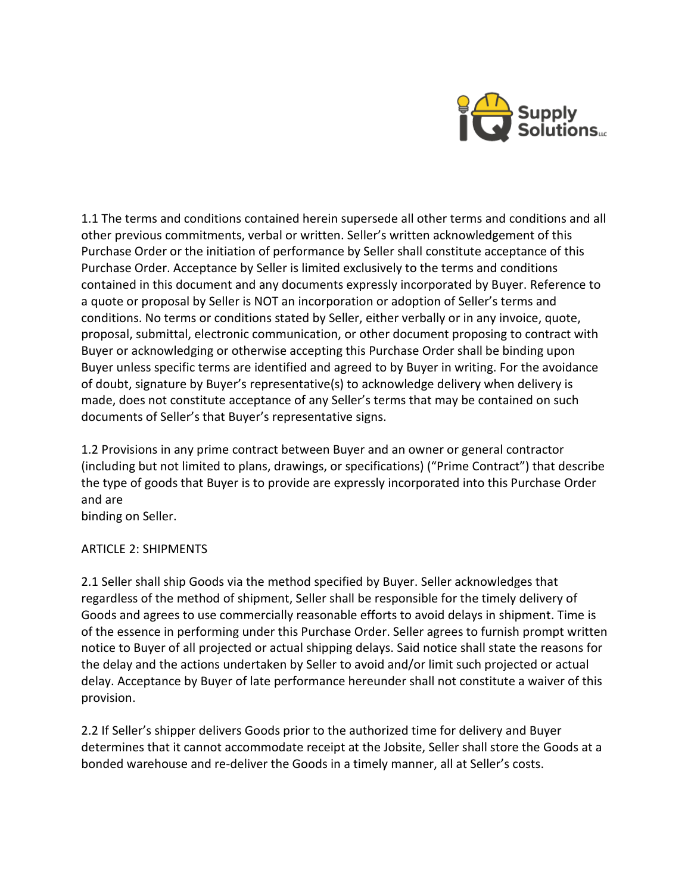1.1 The terms and conditions contained herein supersede all other terms and conditions and all other previous commitments, verbal or written. Seller's written acknowledgement of this Purchase Order or the initiation of performance by Seller shall constitute acceptance of this Purchase Order. Acceptance by Seller is limited exclusively to the terms and conditions contained in this document and any documents expressly incorporated by Buyer. Reference to a quote or proposal by Seller is NOT an incorporation or adoption of Seller's terms and conditions. No terms or conditions stated by Seller, either verbally or in any invoice, quote, proposal, submittal, electronic communication, or other document proposing to contract with Buyer or acknowledging or otherwise accepting this Purchase Order shall be binding upon Buyer unless specific terms are identified and agreed to by Buyer in writing. For the avoidance of doubt, signature by Buyer's representative(s) to acknowledge delivery when delivery is made, does not constitute acceptance of any Seller's terms that may be contained on such documents of Seller's that Buyer's representative signs.

1.2 Provisions in any prime contract between Buyer and an owner or general contractor (including but not limited to plans, drawings, or specifications) ("Prime Contract") that describe the type of goods that Buyer is to provide are expressly incorporated into this Purchase Order and are binding on Seller.

## ARTICLE 2: SHIPMENTS

2.1 Seller shall ship Goods via the method specified by Buyer. Seller acknowledges that regardless of the method of shipment, Seller shall be responsible for the timely delivery of Goods and agrees to use commercially reasonable efforts to avoid delays in shipment. Time is of the essence in performing under this Purchase Order. Seller agrees to furnish prompt written notice to Buyer of all projected or actual shipping delays. Said notice shall state the reasons for the delay and the actions undertaken by Seller to avoid and/or limit such projected or actual delay. Acceptance by Buyer of late performance hereunder shall not constitute a waiver of this provision.

2.2 If Seller's shipper delivers Goods prior to the authorized time for delivery and Buyer determines that it cannot accommodate receipt at the Jobsite, Seller shall store the Goods at a bonded warehouse and re-deliver the Goods in a timely manner, all at Seller's costs.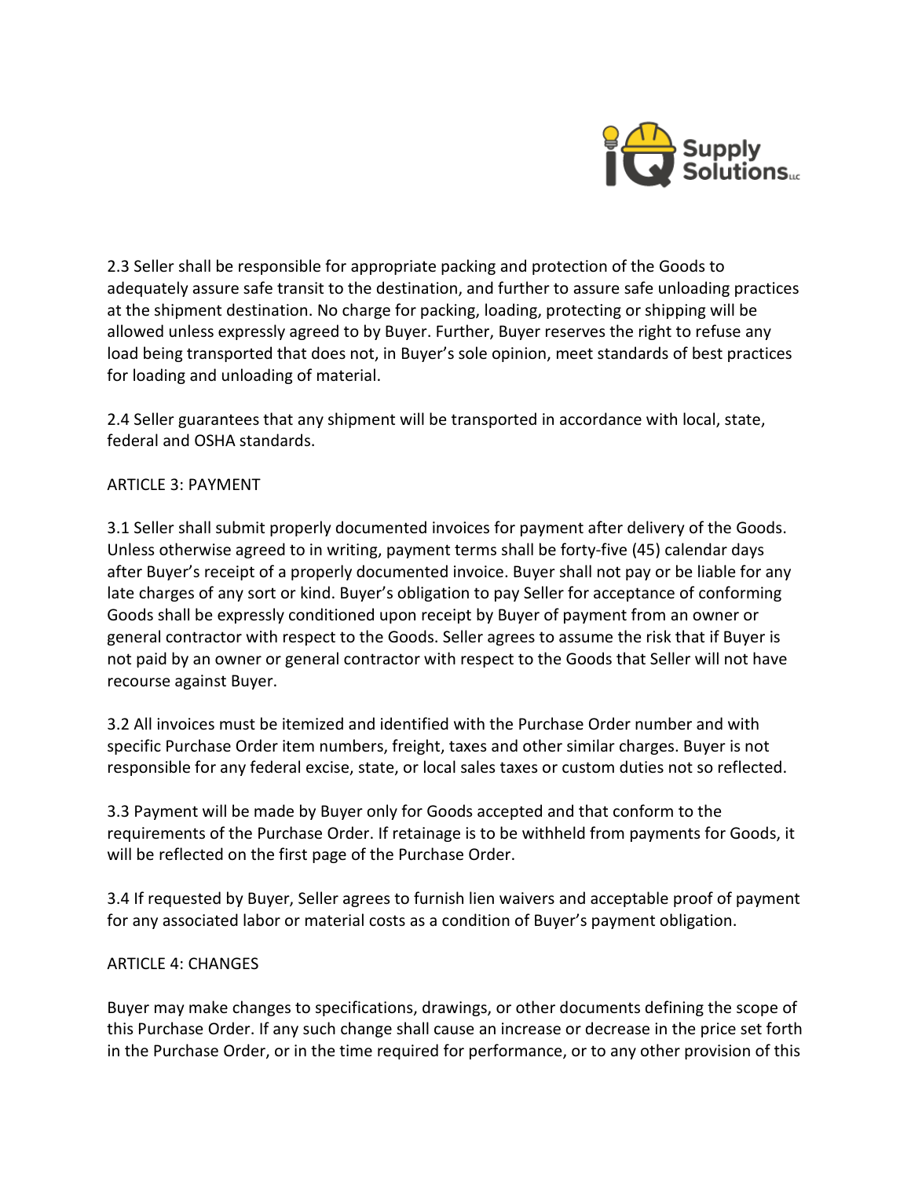2.3 Seller shall be responsible for appropriate packing and protection of the Goods to adequately assure safe transit to the destination, and further to assure safe unloading practices at the shipment destination. No charge for packing, loading, protecting or shipping will be allowed unless expressly agreed to by Buyer. Further, Buyer reserves the right to refuse any load being transported that does not, in Buyer's sole opinion, meet standards of best practices for loading and unloading of material.

2.4 Seller guarantees that any shipment will be transported in accordance with local, state, federal and OSHA standards.

## ARTICLE 3: PAYMENT

3.1 Seller shall submit properly documented invoices for payment after delivery of the Goods. Unless otherwise agreed to in writing, payment terms shall be forty-five (45) calendar days after Buyer's receipt of a properly documented invoice. Buyer shall not pay or be liable for any late charges of any sort or kind. Buyer's obligation to pay Seller for acceptance of conforming Goods shall be expressly conditioned upon receipt by Buyer of payment from an owner or general contractor with respect to the Goods. Seller agrees to assume the risk that if Buyer is not paid by an owner or general contractor with respect to the Goods that Seller will not have recourse against Buyer.

3.2 All invoices must be itemized and identified with the Purchase Order number and with specific Purchase Order item numbers, freight, taxes and other similar charges. Buyer is not responsible for any federal excise, state, or local sales taxes or custom duties not so reflected.

3.3 Payment will be made by Buyer only for Goods accepted and that conform to the requirements of the Purchase Order. If retainage is to be withheld from payments for Goods, it will be reflected on the first page of the Purchase Order.

3.4 If requested by Buyer, Seller agrees to furnish lien waivers and acceptable proof of payment for any associated labor or material costs as a condition of Buyer's payment obligation.

## ARTICLE 4: CHANGES

Buyer may make changes to specifications, drawings, or other documents defining the scope of this Purchase Order. If any such change shall cause an increase or decrease in the price set forth in the Purchase Order, or in the time required for performance, or to any other provision of this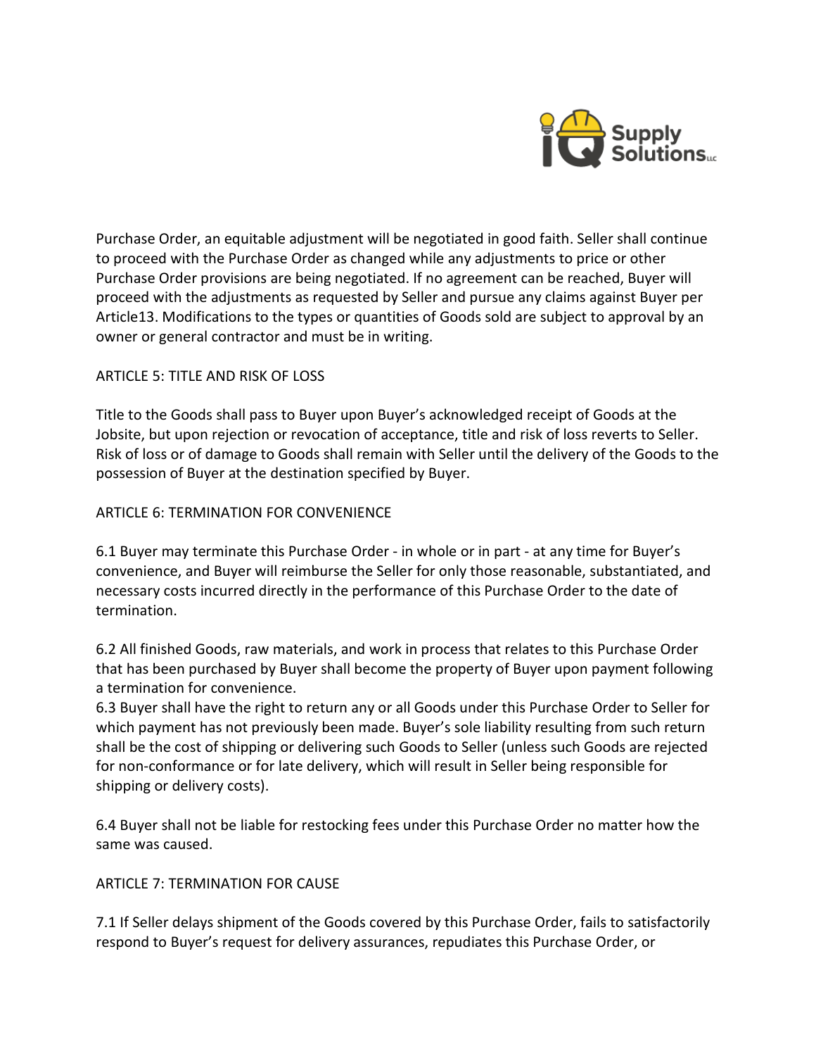Purchase Order, an equitable adjustment will be negotiated in good faith. Seller shall continue to proceed with the Purchase Order as changed while any adjustments to price or other Purchase Order provisions are being negotiated. If no agreement can be reached, Buyer will proceed with the adjustments as requested by Seller and pursue any claims against Buyer per Article13. Modifications to the types or quantities of Goods sold are subject to approval by an owner or general contractor and must be in writing.

## ARTICLE 5: TITLE AND RISK OF LOSS

Title to the Goods shall pass to Buyer upon Buyer's acknowledged receipt of Goods at the Jobsite, but upon rejection or revocation of acceptance, title and risk of loss reverts to Seller. Risk of loss or of damage to Goods shall remain with Seller until the delivery of the Goods to the possession of Buyer at the destination specified by Buyer.

## ARTICLE 6: TERMINATION FOR CONVENIENCE

6.1 Buyer may terminate this Purchase Order - in whole or in part - at any time for Buyer's convenience, and Buyer will reimburse the Seller for only those reasonable, substantiated, and necessary costs incurred directly in the performance of this Purchase Order to the date of termination.

6.2 All finished Goods, raw materials, and work in process that relates to this Purchase Order that has been purchased by Buyer shall become the property of Buyer upon payment following a termination for convenience.

6.3 Buyer shall have the right to return any or all Goods under this Purchase Order to Seller for which payment has not previously been made. Buyer's sole liability resulting from such return shall be the cost of shipping or delivering such Goods to Seller (unless such Goods are rejected for non-conformance or for late delivery, which will result in Seller being responsible for shipping or delivery costs).

6.4 Buyer shall not be liable for restocking fees under this Purchase Order no matter how the same was caused.

## ARTICLE 7: TERMINATION FOR CAUSE

7.1 If Seller delays shipment of the Goods covered by this Purchase Order, fails to satisfactorily respond to Buyer's request for delivery assurances, repudiates this Purchase Order, or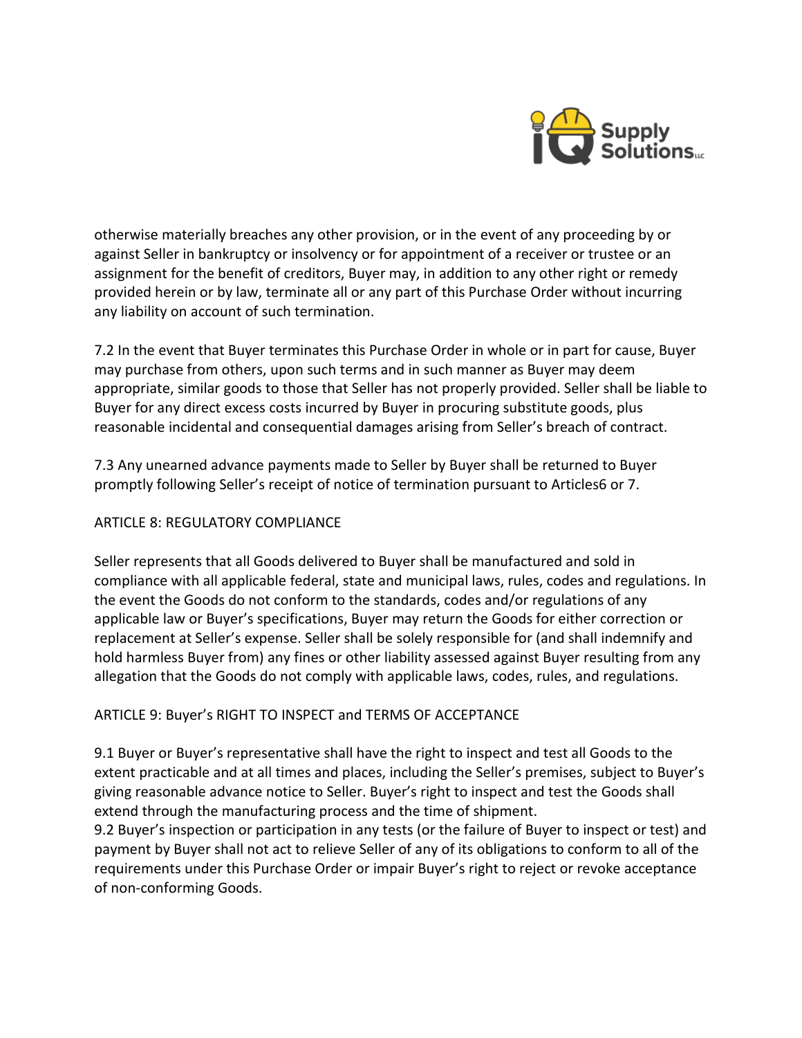otherwise materially breaches any other provision, or in the event of any proceeding by or against Seller in bankruptcy or insolvency or for appointment of a receiver or trustee or an assignment for the benefit of creditors, Buyer may, in addition to any other right or remedy provided herein or by law, terminate all or any part of this Purchase Order without incurring any liability on account of such termination.

7.2 In the event that Buyer terminates this Purchase Order in whole or in part for cause, Buyer may purchase from others, upon such terms and in such manner as Buyer may deem appropriate, similar goods to those that Seller has not properly provided. Seller shall be liable to Buyer for any direct excess costs incurred by Buyer in procuring substitute goods, plus reasonable incidental and consequential damages arising from Seller's breach of contract.

7.3 Any unearned advance payments made to Seller by Buyer shall be returned to Buyer promptly following Seller's receipt of notice of termination pursuant to Articles6 or 7.

## ARTICLE 8: REGULATORY COMPLIANCE

Seller represents that all Goods delivered to Buyer shall be manufactured and sold in compliance with all applicable federal, state and municipal laws, rules, codes and regulations. In the event the Goods do not conform to the standards, codes and/or regulations of any applicable law or Buyer's specifications, Buyer may return the Goods for either correction or replacement at Seller's expense. Seller shall be solely responsible for (and shall indemnify and hold harmless Buyer from) any fines or other liability assessed against Buyer resulting from any allegation that the Goods do not comply with applicable laws, codes, rules, and regulations.

## ARTICLE 9: Buyer's RIGHT TO INSPECT and TERMS OF ACCEPTANCE

9.1 Buyer or Buyer's representative shall have the right to inspect and test all Goods to the extent practicable and at all times and places, including the Seller's premises, subject to Buyer's giving reasonable advance notice to Seller. Buyer's right to inspect and test the Goods shall extend through the manufacturing process and the time of shipment.

9.2 Buyer's inspection or participation in any tests (or the failure of Buyer to inspect or test) and payment by Buyer shall not act to relieve Seller of any of its obligations to conform to all of the requirements under this Purchase Order or impair Buyer's right to reject or revoke acceptance of non-conforming Goods.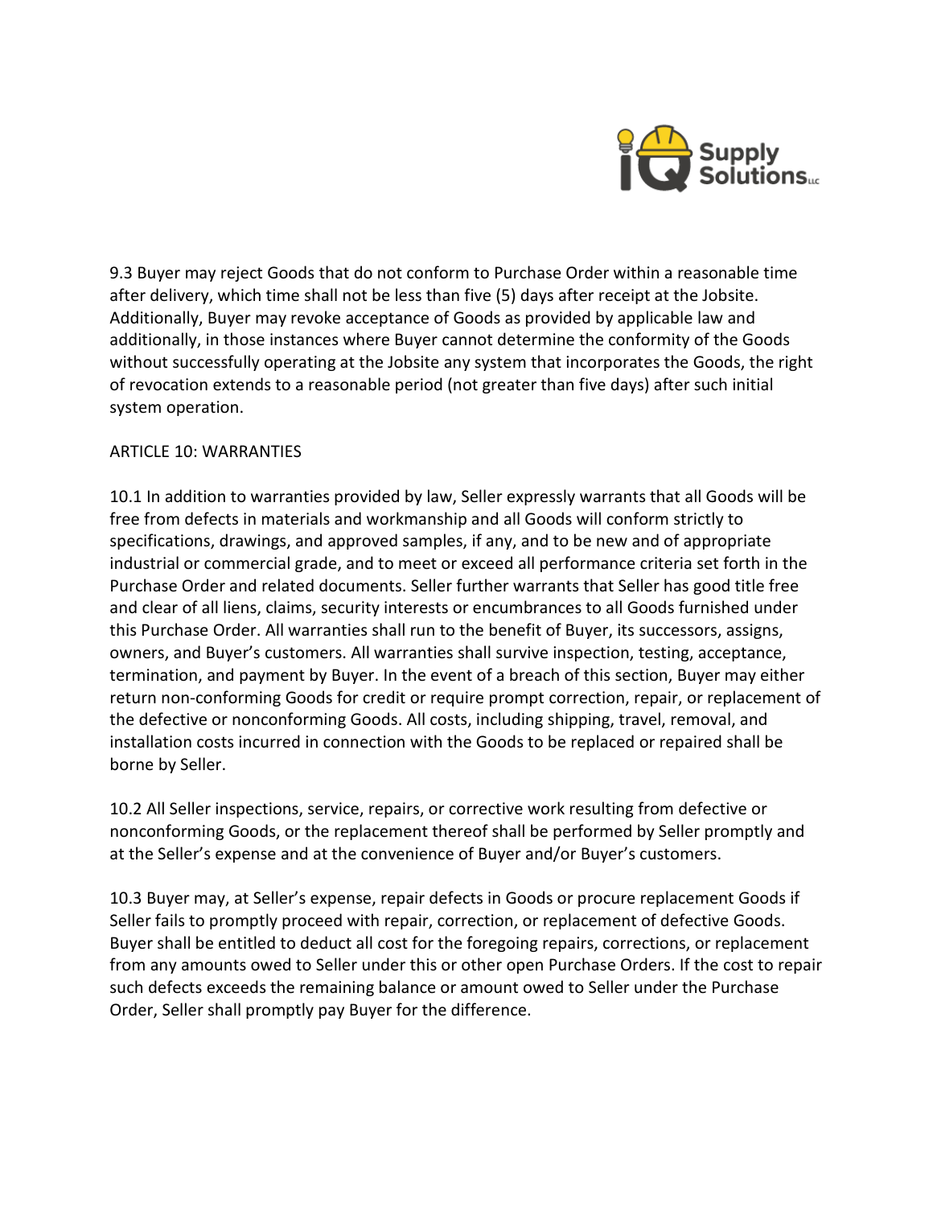9.3 Buyer may reject Goods that do not conform to Purchase Order within a reasonable time after delivery, which time shall not be less than five (5) days after receipt at the Jobsite. Additionally, Buyer may revoke acceptance of Goods as provided by applicable law and additionally, in those instances where Buyer cannot determine the conformity of the Goods without successfully operating at the Jobsite any system that incorporates the Goods, the right of revocation extends to a reasonable period (not greater than five days) after such initial system operation.

## ARTICLE 10: WARRANTIES

10.1 In addition to warranties provided by law, Seller expressly warrants that all Goods will be free from defects in materials and workmanship and all Goods will conform strictly to specifications, drawings, and approved samples, if any, and to be new and of appropriate industrial or commercial grade, and to meet or exceed all performance criteria set forth in the Purchase Order and related documents. Seller further warrants that Seller has good title free and clear of all liens, claims, security interests or encumbrances to all Goods furnished under this Purchase Order. All warranties shall run to the benefit of Buyer, its successors, assigns, owners, and Buyer's customers. All warranties shall survive inspection, testing, acceptance, termination, and payment by Buyer. In the event of a breach of this section, Buyer may either return non-conforming Goods for credit or require prompt correction, repair, or replacement of the defective or nonconforming Goods. All costs, including shipping, travel, removal, and installation costs incurred in connection with the Goods to be replaced or repaired shall be borne by Seller.

10.2 All Seller inspections, service, repairs, or corrective work resulting from defective or nonconforming Goods, or the replacement thereof shall be performed by Seller promptly and at the Seller's expense and at the convenience of Buyer and/or Buyer's customers.

10.3 Buyer may, at Seller's expense, repair defects in Goods or procure replacement Goods if Seller fails to promptly proceed with repair, correction, or replacement of defective Goods. Buyer shall be entitled to deduct all cost for the foregoing repairs, corrections, or replacement from any amounts owed to Seller under this or other open Purchase Orders. If the cost to repair such defects exceeds the remaining balance or amount owed to Seller under the Purchase Order, Seller shall promptly pay Buyer for the difference.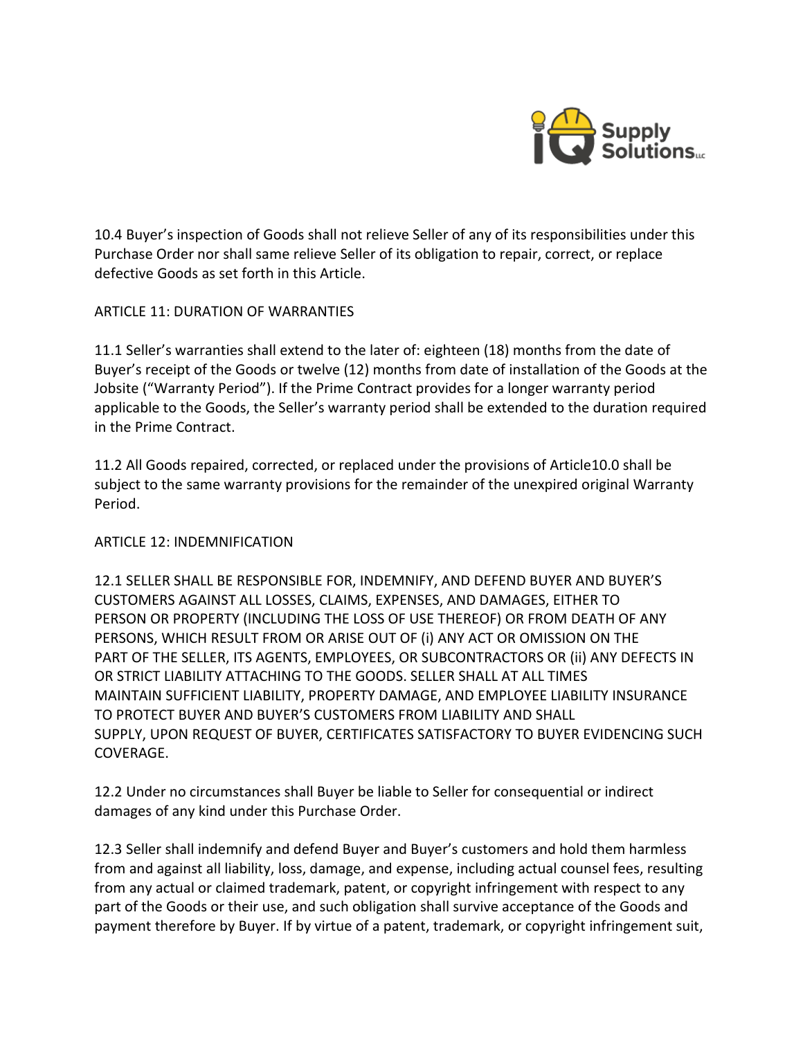10.4 Buyer's inspection of Goods shall not relieve Seller of any of its responsibilities under this Purchase Order nor shall same relieve Seller of its obligation to repair, correct, or replace defective Goods as set forth in this Article.

## ARTICLE 11: DURATION OF WARRANTIES

11.1 Seller's warranties shall extend to the later of: eighteen (18) months from the date of Buyer's receipt of the Goods or twelve (12) months from date of installation of the Goods at the Jobsite ("Warranty Period"). If the Prime Contract provides for a longer warranty period applicable to the Goods, the Seller's warranty period shall be extended to the duration required in the Prime Contract.

11.2 All Goods repaired, corrected, or replaced under the provisions of Article10.0 shall be subject to the same warranty provisions for the remainder of the unexpired original Warranty Period.

## ARTICLE 12: INDEMNIFICATION

12.1 SELLER SHALL BE RESPONSIBLE FOR, INDEMNIFY, AND DEFEND BUYER AND BUYER'S CUSTOMERS AGAINST ALL LOSSES, CLAIMS, EXPENSES, AND DAMAGES, EITHER TO PERSON OR PROPERTY (INCLUDING THE LOSS OF USE THEREOF) OR FROM DEATH OF ANY PERSONS, WHICH RESULT FROM OR ARISE OUT OF (i) ANY ACT OR OMISSION ON THE PART OF THE SELLER, ITS AGENTS, EMPLOYEES, OR SUBCONTRACTORS OR (ii) ANY DEFECTS IN OR STRICT LIABILITY ATTACHING TO THE GOODS. SELLER SHALL AT ALL TIMES MAINTAIN SUFFICIENT LIABILITY, PROPERTY DAMAGE, AND EMPLOYEE LIABILITY INSURANCE TO PROTECT BUYER AND BUYER'S CUSTOMERS FROM LIABILITY AND SHALL SUPPLY, UPON REQUEST OF BUYER, CERTIFICATES SATISFACTORY TO BUYER EVIDENCING SUCH COVERAGE.

12.2 Under no circumstances shall Buyer be liable to Seller for consequential or indirect damages of any kind under this Purchase Order.

12.3 Seller shall indemnify and defend Buyer and Buyer's customers and hold them harmless from and against all liability, loss, damage, and expense, including actual counsel fees, resulting from any actual or claimed trademark, patent, or copyright infringement with respect to any part of the Goods or their use, and such obligation shall survive acceptance of the Goods and payment therefore by Buyer. If by virtue of a patent, trademark, or copyright infringement suit,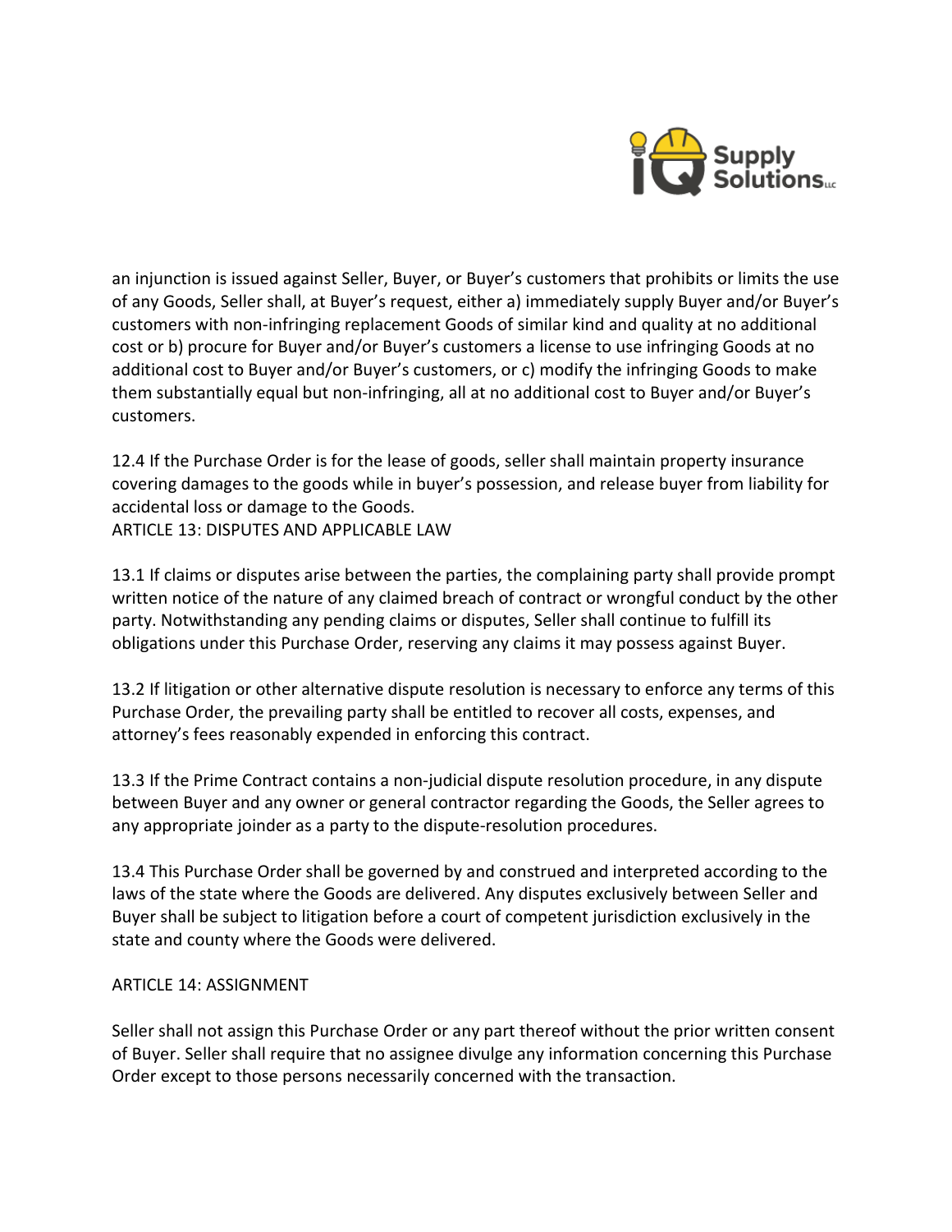an injunction is issued against Seller, Buyer, or Buyer's customers that prohibits or limits the use of any Goods, Seller shall, at Buyer's request, either a) immediately supply Buyer and/or Buyer's customers with non-infringing replacement Goods of similar kind and quality at no additional cost or b) procure for Buyer and/or Buyer's customers a license to use infringing Goods at no additional cost to Buyer and/or Buyer's customers, or c) modify the infringing Goods to make them substantially equal but non-infringing, all at no additional cost to Buyer and/or Buyer's customers.

12.4 If the Purchase Order is for the lease of goods, seller shall maintain property insurance covering damages to the goods while in buyer's possession, and release buyer from liability for accidental loss or damage to the Goods.

## ARTICLE 13: DISPUTES AND APPLICABLE LAW

13.1 If claims or disputes arise between the parties, the complaining party shall provide prompt written notice of the nature of any claimed breach of contract or wrongful conduct by the other party. Notwithstanding any pending claims or disputes, Seller shall continue to fulfill its obligations under this Purchase Order, reserving any claims it may possess against Buyer.

13.2 If litigation or other alternative dispute resolution is necessary to enforce any terms of this Purchase Order, the prevailing party shall be entitled to recover all costs, expenses, and attorney's fees reasonably expended in enforcing this contract.

13.3 If the Prime Contract contains a non-judicial dispute resolution procedure, in any dispute between Buyer and any owner or general contractor regarding the Goods, the Seller agrees to any appropriate joinder as a party to the dispute-resolution procedures.

13.4 This Purchase Order shall be governed by and construed and interpreted according to the laws of the state where the Goods are delivered. Any disputes exclusively between Seller and Buyer shall be subject to litigation before a court of competent jurisdiction exclusively in the state and county where the Goods were delivered.

## ARTICLE 14: ASSIGNMENT

Seller shall not assign this Purchase Order or any part thereof without the prior written consent of Buyer. Seller shall require that no assignee divulge any information concerning this Purchase Order except to those persons necessarily concerned with the transaction.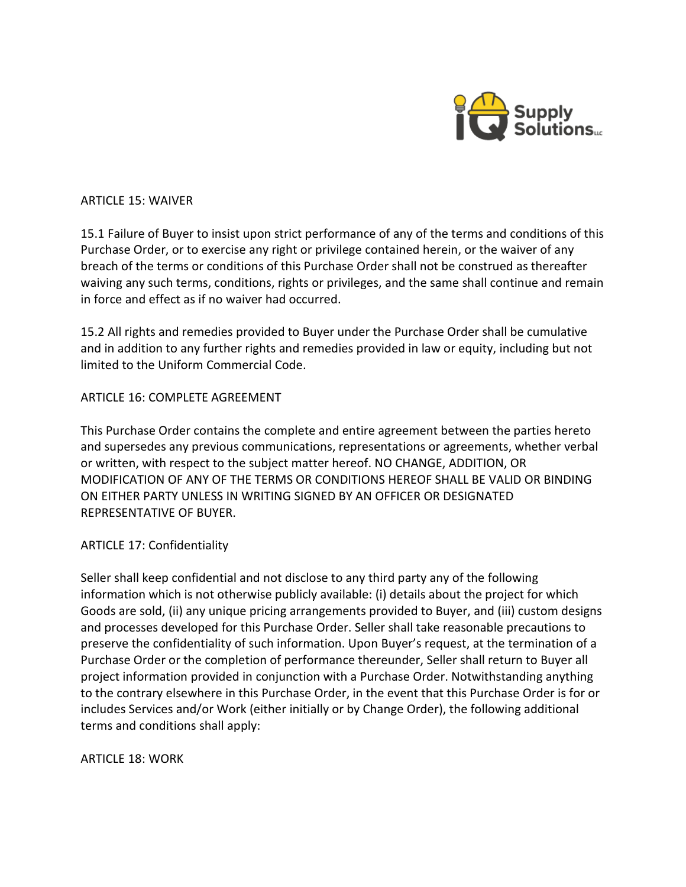## ARTICLE 15: WAIVER

15.1 Failure of Buyer to insist upon strict performance of any of the terms and conditions of this Purchase Order, or to exercise any right or privilege contained herein, or the waiver of any breach of the terms or conditions of this Purchase Order shall not be construed as thereafter waiving any such terms, conditions, rights or privileges, and the same shall continue and remain in force and effect as if no waiver had occurred.

15.2 All rights and remedies provided to Buyer under the Purchase Order shall be cumulative and in addition to any further rights and remedies provided in law or equity, including but not limited to the Uniform Commercial Code.

## ARTICLE 16: COMPLETE AGREEMENT

This Purchase Order contains the complete and entire agreement between the parties hereto and supersedes any previous communications, representations or agreements, whether verbal or written, with respect to the subject matter hereof. NO CHANGE, ADDITION, OR MODIFICATION OF ANY OF THE TERMS OR CONDITIONS HEREOF SHALL BE VALID OR BINDING ON EITHER PARTY UNLESS IN WRITING SIGNED BY AN OFFICER OR DESIGNATED REPRESENTATIVE OF BUYER.

## ARTICLE 17: Confidentiality

Seller shall keep confidential and not disclose to any third party any of the following information which is not otherwise publicly available: (i) details about the project for which Goods are sold, (ii) any unique pricing arrangements provided to Buyer, and (iii) custom designs and processes developed for this Purchase Order. Seller shall take reasonable precautions to preserve the confidentiality of such information. Upon Buyer's request, at the termination of a Purchase Order or the completion of performance thereunder, Seller shall return to Buyer all project information provided in conjunction with a Purchase Order. Notwithstanding anything to the contrary elsewhere in this Purchase Order, in the event that this Purchase Order is for or includes Services and/or Work (either initially or by Change Order), the following additional terms and conditions shall apply:

## ARTICLE 18: WORK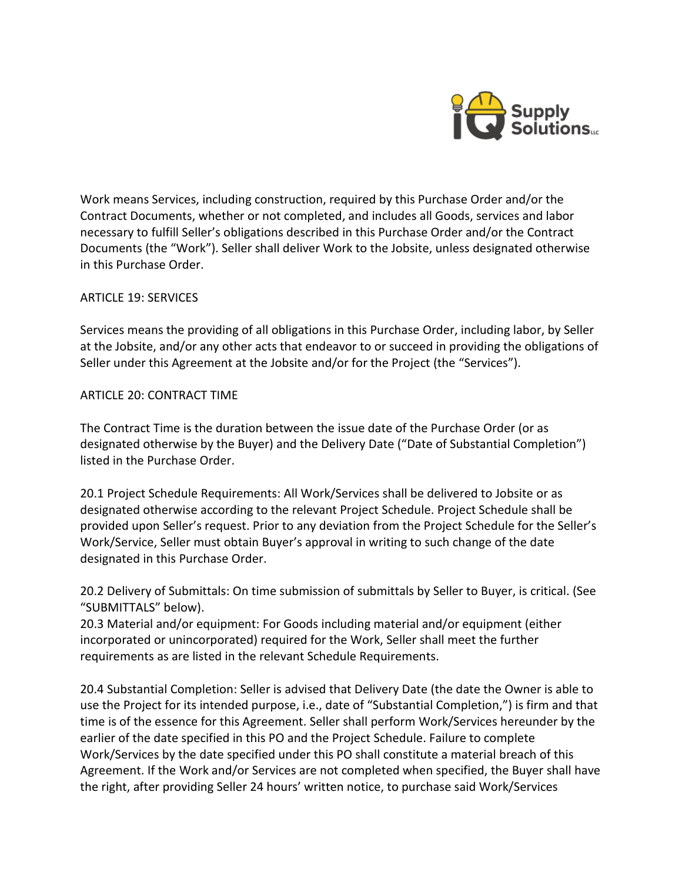Work means Services, including construction, required by this Purchase Order and/or the Contract Documents, whether or not completed, and includes all Goods, services and labor necessary to fulfill Seller's obligations described in this Purchase Order and/or the Contract Documents (the "Work"). Seller shall deliver Work to the Jobsite, unless designated otherwise in this Purchase Order.

## ARTICLE 19: SERVICES

Services means the providing of all obligations in this Purchase Order, including labor, by Seller at the Jobsite, and/or any other acts that endeavor to or succeed in providing the obligations of Seller under this Agreement at the Jobsite and/or for the Project (the "Services").

## ARTICLE 20: CONTRACT TIME

The Contract Time is the duration between the issue date of the Purchase Order (or as designated otherwise by the Buyer) and the Delivery Date ("Date of Substantial Completion") listed in the Purchase Order.

20.1 Project Schedule Requirements: All Work/Services shall be delivered to Jobsite or as designated otherwise according to the relevant Project Schedule. Project Schedule shall be provided upon Seller's request. Prior to any deviation from the Project Schedule for the Seller's Work/Service, Seller must obtain Buyer's approval in writing to such change of the date designated in this Purchase Order.

20.2 Delivery of Submittals: On time submission of submittals by Seller to Buyer, is critical. (See "SUBMITTALS" below).

20.3 Material and/or equipment: For Goods including material and/or equipment (either incorporated or unincorporated) required for the Work, Seller shall meet the further requirements as are listed in the relevant Schedule Requirements.

20.4 Substantial Completion: Seller is advised that Delivery Date (the date the Owner is able to use the Project for its intended purpose, i.e., date of "Substantial Completion,") is firm and that time is of the essence for this Agreement. Seller shall perform Work/Services hereunder by the earlier of the date specified in this PO and the Project Schedule. Failure to complete Work/Services by the date specified under this PO shall constitute a material breach of this Agreement. If the Work and/or Services are not completed when specified, the Buyer shall have the right, after providing Seller 24 hours' written notice, to purchase said Work/Services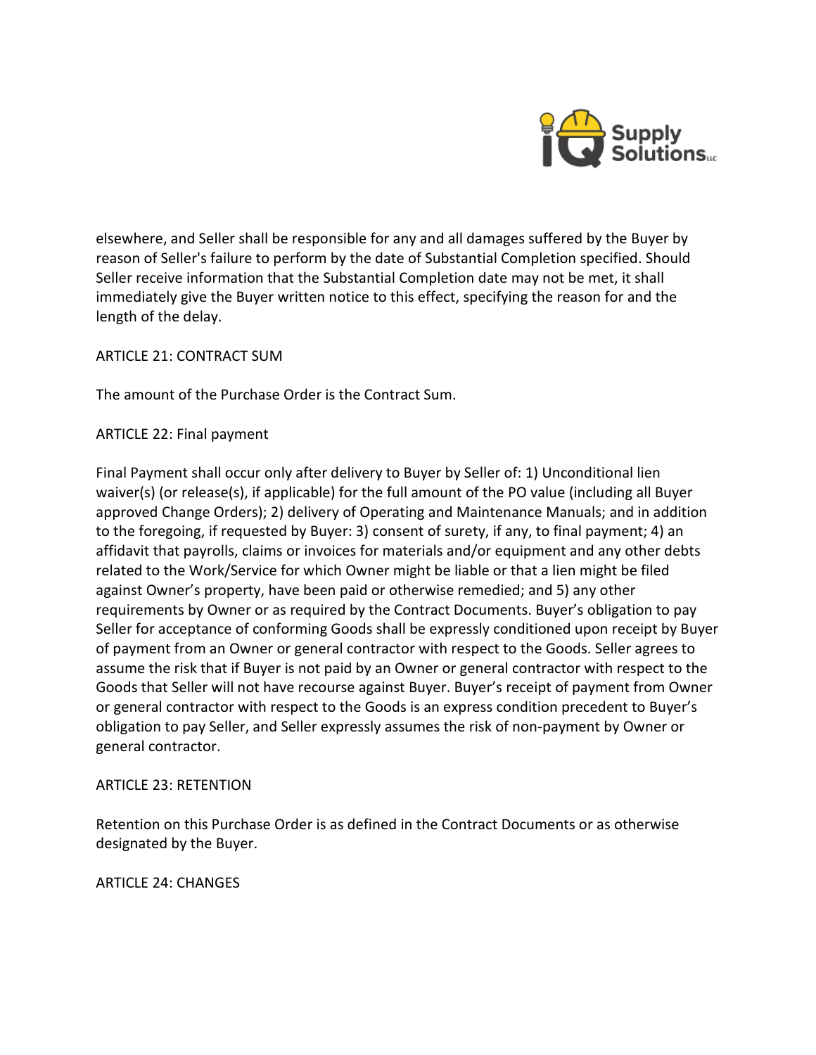elsewhere, and Seller shall be responsible for any and all damages suffered by the Buyer by reason of Seller's failure to perform by the date of Substantial Completion specified. Should Seller receive information that the Substantial Completion date may not be met, it shall immediately give the Buyer written notice to this effect, specifying the reason for and the length of the delay.

ARTICLE 21: CONTRACT SUM

The amount of the Purchase Order is the Contract Sum.

ARTICLE 22: Final payment

Final Payment shall occur only after delivery to Buyer by Seller of: 1) Unconditional lien waiver(s) (or release(s), if applicable) for the full amount of the PO value (including all Buyer approved Change Orders); 2) delivery of Operating and Maintenance Manuals; and in addition to the foregoing, if requested by Buyer: 3) consent of surety, if any, to final payment; 4) an affidavit that payrolls, claims or invoices for materials and/or equipment and any other debts related to the Work/Service for which Owner might be liable or that a lien might be filed against Owner's property, have been paid or otherwise remedied; and 5) any other requirements by Owner or as required by the Contract Documents. Buyer's obligation to pay Seller for acceptance of conforming Goods shall be expressly conditioned upon receipt by Buyer of payment from an Owner or general contractor with respect to the Goods. Seller agrees to assume the risk that if Buyer is not paid by an Owner or general contractor with respect to the Goods that Seller will not have recourse against Buyer. Buyer's receipt of payment from Owner or general contractor with respect to the Goods is an express condition precedent to Buyer's obligation to pay Seller, and Seller expressly assumes the risk of non-payment by Owner or general contractor.

ARTICLE 23: RETENTION

Retention on this Purchase Order is as defined in the Contract Documents or as otherwise designated by the Buyer.

ARTICLE 24: CHANGES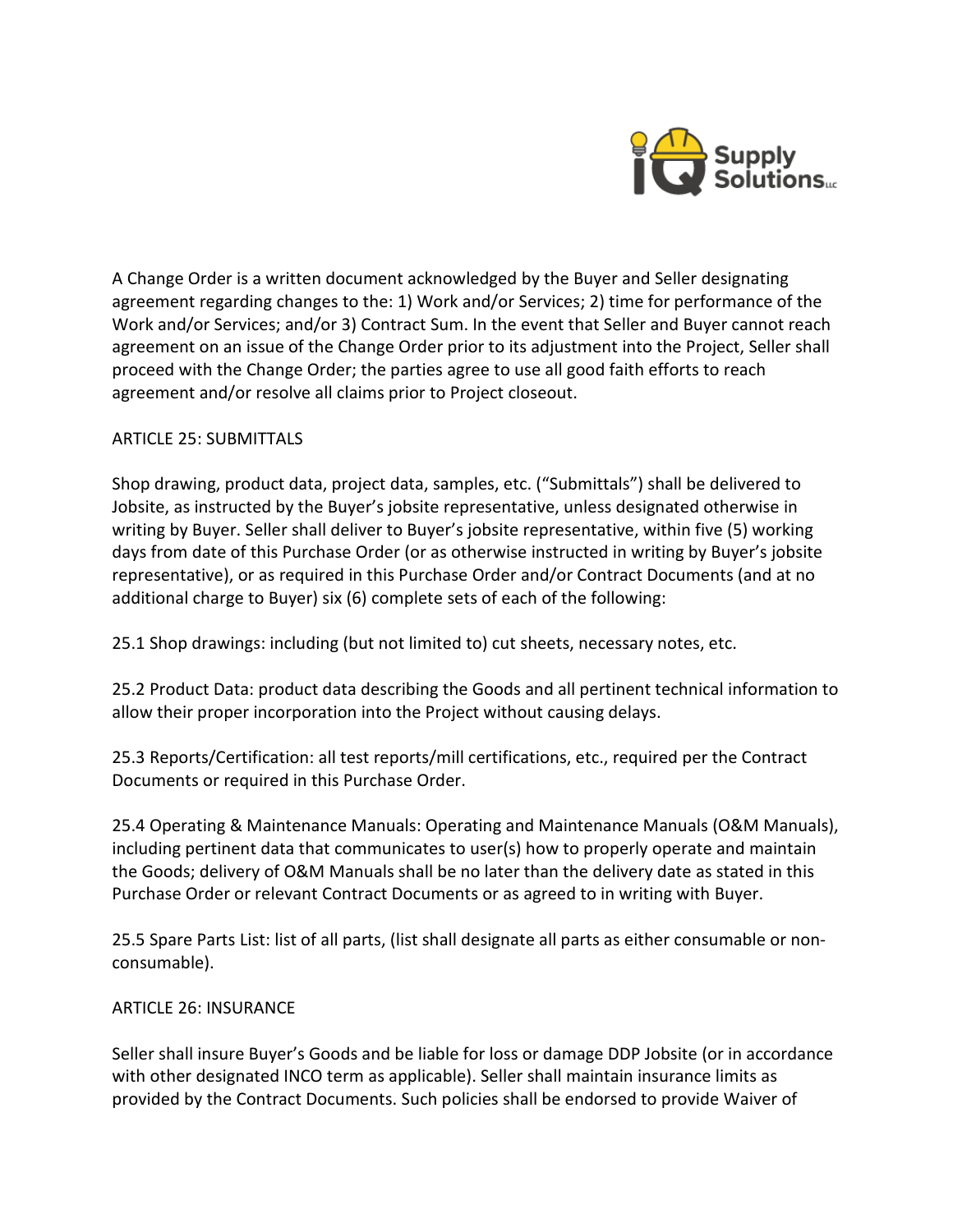A Change Order is a written document acknowledged by the Buyer and Seller designating agreement regarding changes to the: 1) Work and/or Services; 2) time for performance of the Work and/or Services; and/or 3) Contract Sum. In the event that Seller and Buyer cannot reach agreement on an issue of the Change Order prior to its adjustment into the Project, Seller shall proceed with the Change Order; the parties agree to use all good faith efforts to reach agreement and/or resolve all claims prior to Project closeout.

ARTICLE 25: SUBMITTALS

Shop drawing, product data, project data, samples, etc. ("Submittals") shall be delivered to Jobsite, as instructed by the Buyer's jobsite representative, unless designated otherwise in writing by Buyer. Seller shall deliver to Buyer's jobsite representative, within five (5) working days from date of this Purchase Order (or as otherwise instructed in writing by Buyer's jobsite representative), or as required in this Purchase Order and/or Contract Documents (and at no additional charge to Buyer) six (6) complete sets of each of the following:

25.1 Shop drawings: including (but not limited to) cut sheets, necessary notes, etc.

25.2 Product Data: product data describing the Goods and all pertinent technical information to allow their proper incorporation into the Project without causing delays.

25.3 Reports/Certification: all test reports/mill certifications, etc., required per the Contract Documents or required in this Purchase Order.

25.4 Operating & Maintenance Manuals: Operating and Maintenance Manuals (O&M Manuals), including pertinent data that communicates to user(s) how to properly operate and maintain the Goods; delivery of O&M Manuals shall be no later than the delivery date as stated in this Purchase Order or relevant Contract Documents or as agreed to in writing with Buyer.

25.5 Spare Parts List: list of all parts, (list shall designate all parts as either consumable or non-consumable).

ARTICLE 26: INSURANCE

Seller shall insure Buyer's Goods and be liable for loss or damage DDP Jobsite (or in accordance with other designated INCO term as applicable). Seller shall maintain insurance limits as provided by the Contract Documents. Such policies shall be endorsed to provide Waiver of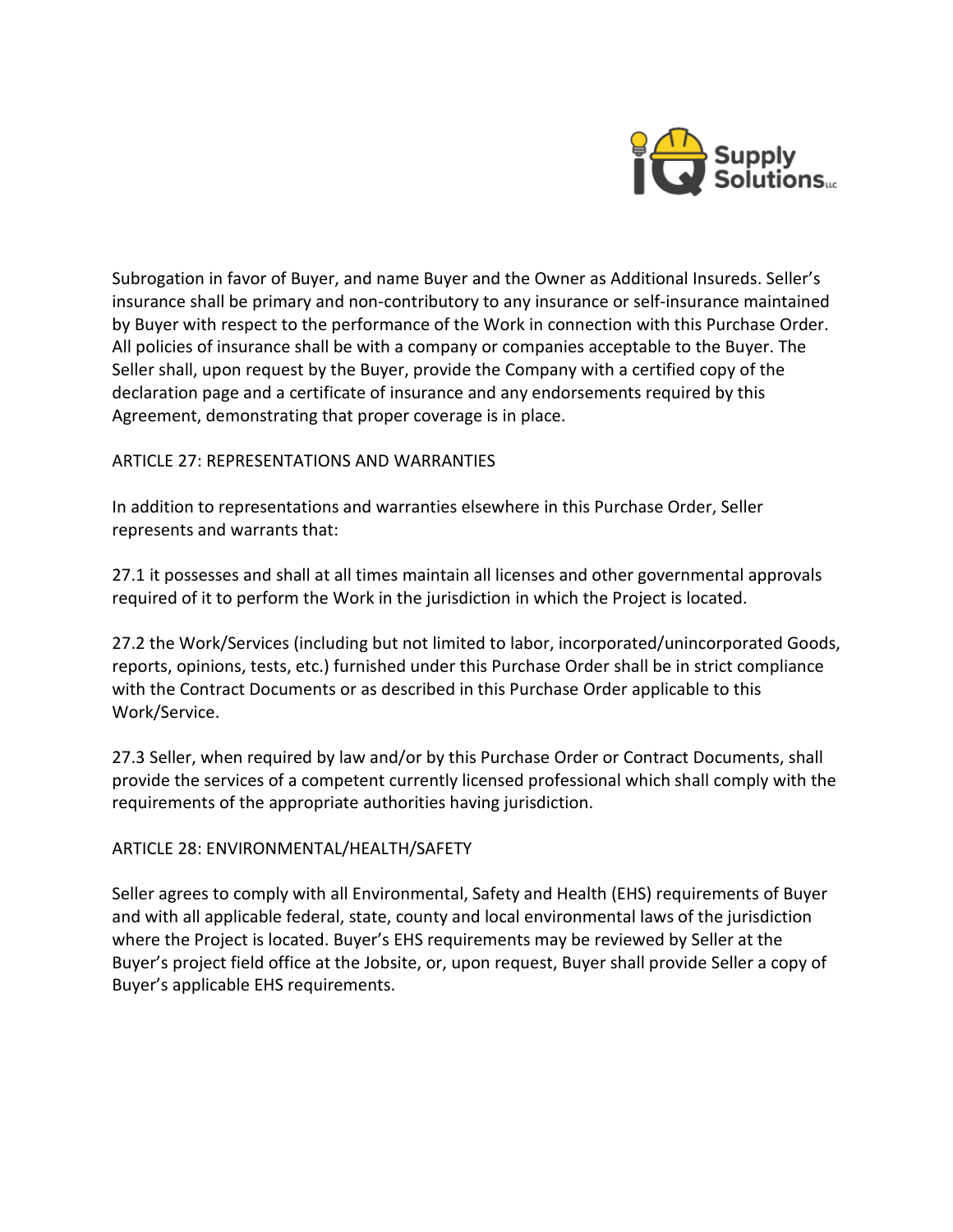Subrogation in favor of Buyer, and name Buyer and the Owner as Additional Insureds. Seller's insurance shall be primary and non-contributory to any insurance or self-insurance maintained by Buyer with respect to the performance of the Work in connection with this Purchase Order. All policies of insurance shall be with a company or companies acceptable to the Buyer. The Seller shall, upon request by the Buyer, provide the Company with a certified copy of the declaration page and a certificate of insurance and any endorsements required by this Agreement, demonstrating that proper coverage is in place.

## ARTICLE 27: REPRESENTATIONS AND WARRANTIES

In addition to representations and warranties elsewhere in this Purchase Order, Seller represents and warrants that:

27.1 it possesses and shall at all times maintain all licenses and other governmental approvals required of it to perform the Work in the jurisdiction in which the Project is located.

27.2 the Work/Services (including but not limited to labor, incorporated/unincorporated Goods, reports, opinions, tests, etc.) furnished under this Purchase Order shall be in strict compliance with the Contract Documents or as described in this Purchase Order applicable to this Work/Service.

27.3 Seller, when required by law and/or by this Purchase Order or Contract Documents, shall provide the services of a competent currently licensed professional which shall comply with the requirements of the appropriate authorities having jurisdiction.

## ARTICLE 28: ENVIRONMENTAL/HEALTH/SAFETY

Seller agrees to comply with all Environmental, Safety and Health (EHS) requirements of Buyer and with all applicable federal, state, county and local environmental laws of the jurisdiction where the Project is located. Buyer's EHS requirements may be reviewed by Seller at the Buyer's project field office at the Jobsite, or, upon request, Buyer shall provide Seller a copy of Buyer's applicable EHS requirements.